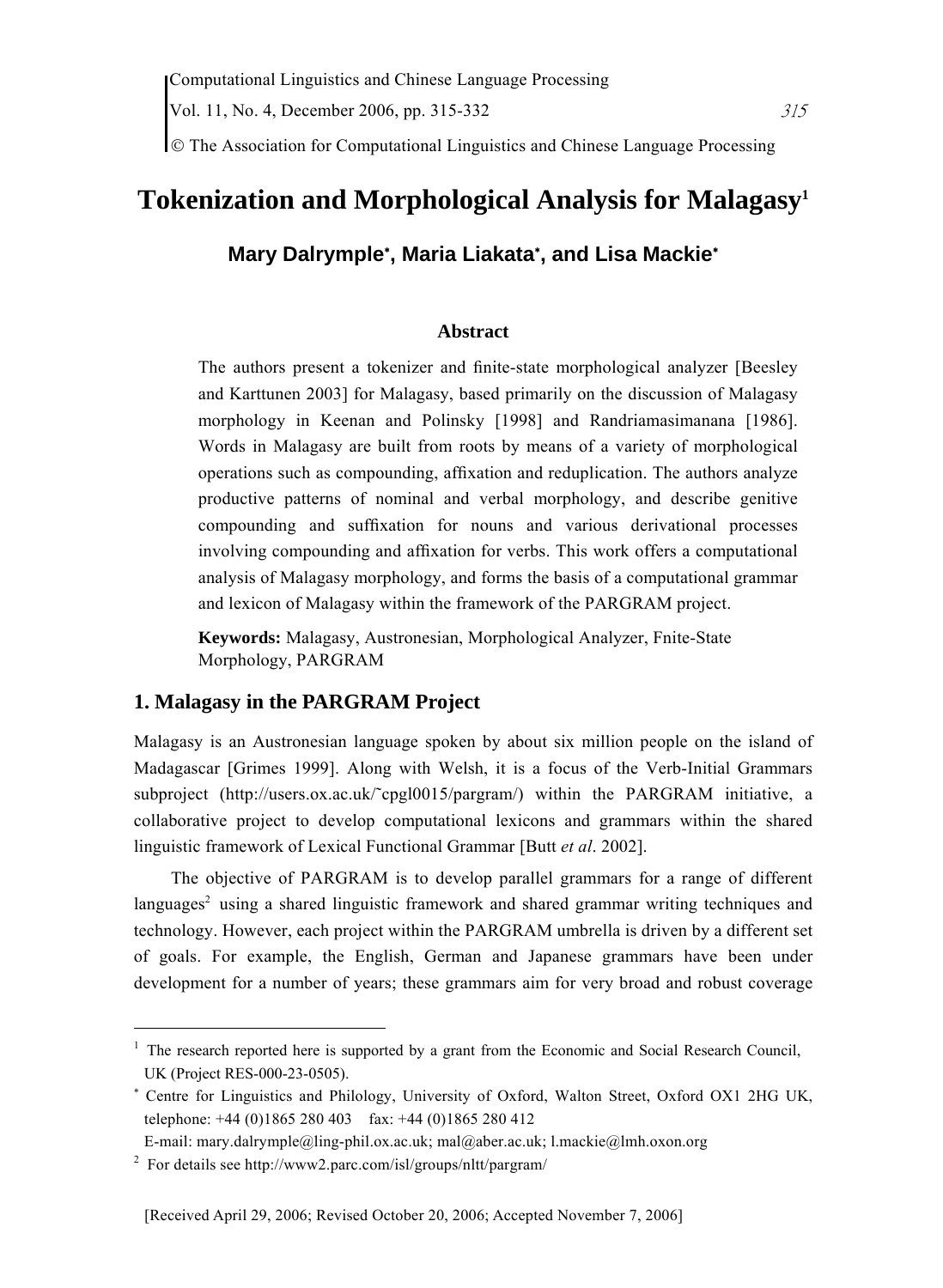# Tokenization and Morphological Analysis for Malagasy[1]

**Mary Dalrymple[\*], Maria Liakata[\*], and Lisa Mackie[\*]**

### Abstract

The authors present a tokenizer and finite-state morphological analyzer [Beesley and Karttunen 2003] for Malagasy, based primarily on the discussion of Malagasy morphology in Keenan and Polinsky [1998] and Randriamasimanana [1986]. Words in Malagasy are built from roots by means of a variety of morphological operations such as compounding, affixation and reduplication. The authors analyze productive patterns of nominal and verbal morphology, and describe genitive compounding and suffixation for nouns and various derivational processes involving compounding and affixation for verbs. This work offers a computational analysis of Malagasy morphology, and forms the basis of a computational grammar and lexicon of Malagasy within the framework of the PARGRAM project.

**Keywords:** Malagasy, Austronesian, Morphological Analyzer, Fnite-State Morphology, PARGRAM

## 1. Malagasy in the PARGRAM Project

Malagasy is an Austronesian language spoken by about six million people on the island of Madagascar [Grimes 1999]. Along with Welsh, it is a focus of the Verb-Initial Grammars subproject (http://users.ox.ac.uk/~cpgl0015/pargram/) within the PARGRAM initiative, a collaborative project to develop computational lexicons and grammars within the shared linguistic framework of Lexical Functional Grammar [Butt *et al*. 2002].

The objective of PARGRAM is to develop parallel grammars for a range of different languages[2] using a shared linguistic framework and shared grammar writing techniques and technology. However, each project within the PARGRAM umbrella is driven by a different set of goals. For example, the English, German and Japanese grammars have been under development for a number of years; these grammars aim for very broad and robust coverage

---

[1] The research reported here is supported by a grant from the Economic and Social Research Council, UK (Project RES-000-23-0505).

[\*] Centre for Linguistics and Philology, University of Oxford, Walton Street, Oxford OX1 2HG UK, telephone: +44 (0)1865 280 403 fax: +44 (0)1865 280 412
E-mail: mary.dalrymple@ling-phil.ox.ac.uk; mal@aber.ac.uk; l.mackie@lmh.oxon.org

[2] For details see http://www2.parc.com/isl/groups/nltt/pargram/

[Received April 29, 2006; Revised October 20, 2006; Accepted November 7, 2006]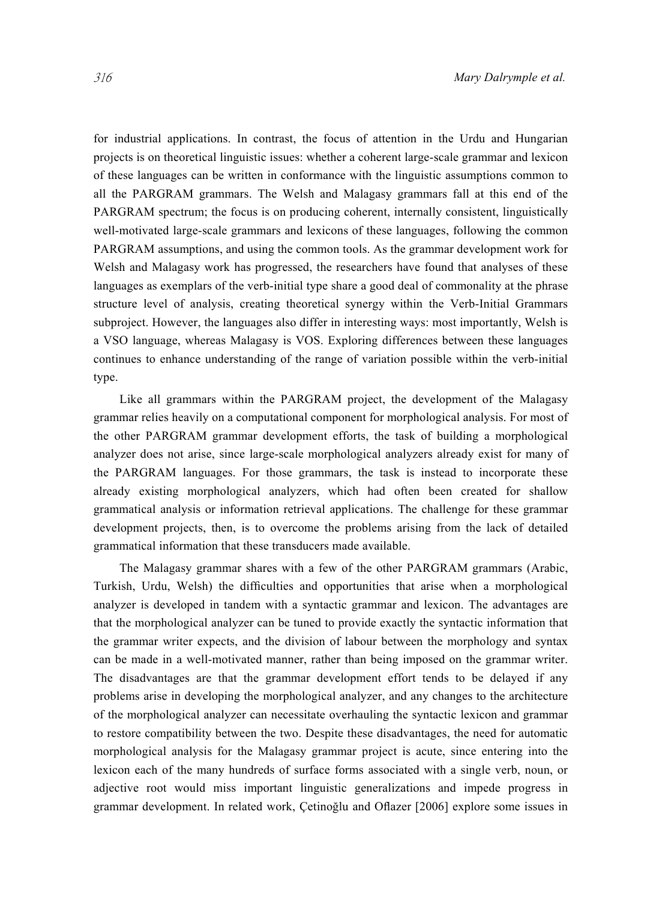for industrial applications. In contrast, the focus of attention in the Urdu and Hungarian projects is on theoretical linguistic issues: whether a coherent large-scale grammar and lexicon of these languages can be written in conformance with the linguistic assumptions common to all the PARGRAM grammars. The Welsh and Malagasy grammars fall at this end of the PARGRAM spectrum; the focus is on producing coherent, internally consistent, linguistically well-motivated large-scale grammars and lexicons of these languages, following the common PARGRAM assumptions, and using the common tools. As the grammar development work for Welsh and Malagasy work has progressed, the researchers have found that analyses of these languages as exemplars of the verb-initial type share a good deal of commonality at the phrase structure level of analysis, creating theoretical synergy within the Verb-Initial Grammars subproject. However, the languages also differ in interesting ways: most importantly, Welsh is a VSO language, whereas Malagasy is VOS. Exploring differences between these languages continues to enhance understanding of the range of variation possible within the verb-initial type.

Like all grammars within the PARGRAM project, the development of the Malagasy grammar relies heavily on a computational component for morphological analysis. For most of the other PARGRAM grammar development efforts, the task of building a morphological analyzer does not arise, since large-scale morphological analyzers already exist for many of the PARGRAM languages. For those grammars, the task is instead to incorporate these already existing morphological analyzers, which had often been created for shallow grammatical analysis or information retrieval applications. The challenge for these grammar development projects, then, is to overcome the problems arising from the lack of detailed grammatical information that these transducers made available.

The Malagasy grammar shares with a few of the other PARGRAM grammars (Arabic, Turkish, Urdu, Welsh) the difficulties and opportunities that arise when a morphological analyzer is developed in tandem with a syntactic grammar and lexicon. The advantages are that the morphological analyzer can be tuned to provide exactly the syntactic information that the grammar writer expects, and the division of labour between the morphology and syntax can be made in a well-motivated manner, rather than being imposed on the grammar writer. The disadvantages are that the grammar development effort tends to be delayed if any problems arise in developing the morphological analyzer, and any changes to the architecture of the morphological analyzer can necessitate overhauling the syntactic lexicon and grammar to restore compatibility between the two. Despite these disadvantages, the need for automatic morphological analysis for the Malagasy grammar project is acute, since entering into the lexicon each of the many hundreds of surface forms associated with a single verb, noun, or adjective root would miss important linguistic generalizations and impede progress in grammar development. In related work, Çetinoğlu and Oflazer [2006] explore some issues in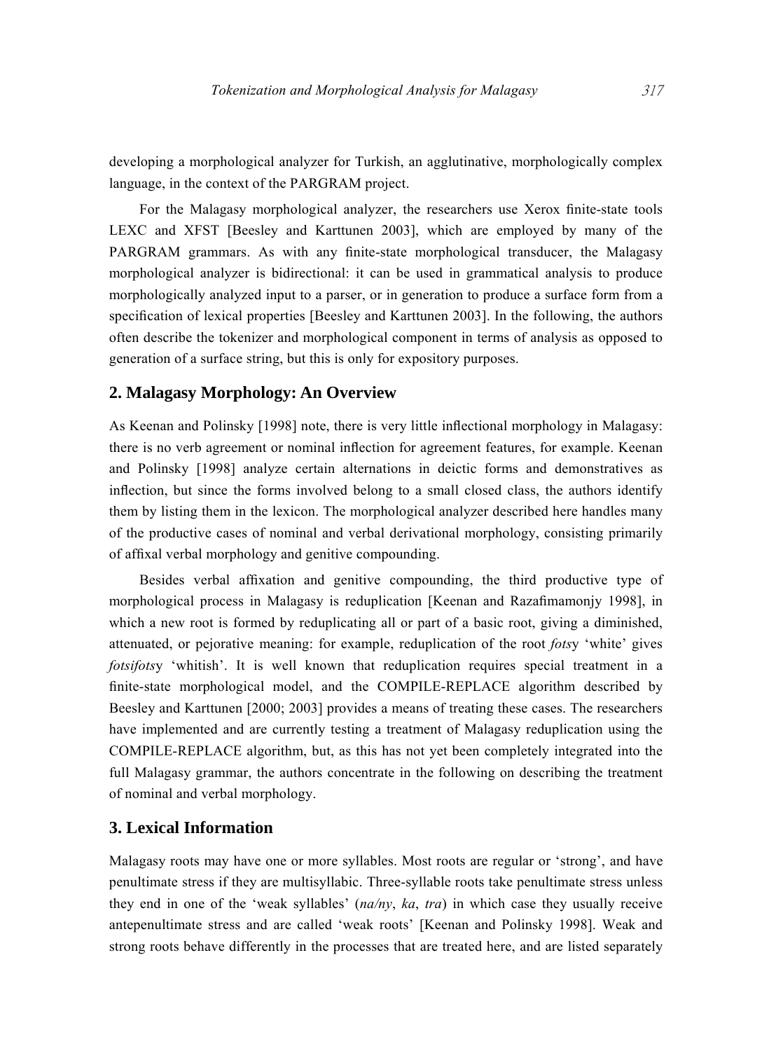developing a morphological analyzer for Turkish, an agglutinative, morphologically complex language, in the context of the PARGRAM project.

For the Malagasy morphological analyzer, the researchers use Xerox finite-state tools LEXC and XFST [Beesley and Karttunen 2003], which are employed by many of the PARGRAM grammars. As with any finite-state morphological transducer, the Malagasy morphological analyzer is bidirectional: it can be used in grammatical analysis to produce morphologically analyzed input to a parser, or in generation to produce a surface form from a specification of lexical properties [Beesley and Karttunen 2003]. In the following, the authors often describe the tokenizer and morphological component in terms of analysis as opposed to generation of a surface string, but this is only for expository purposes.

## 2. Malagasy Morphology: An Overview

As Keenan and Polinsky [1998] note, there is very little inflectional morphology in Malagasy: there is no verb agreement or nominal inflection for agreement features, for example. Keenan and Polinsky [1998] analyze certain alternations in deictic forms and demonstratives as inflection, but since the forms involved belong to a small closed class, the authors identify them by listing them in the lexicon. The morphological analyzer described here handles many of the productive cases of nominal and verbal derivational morphology, consisting primarily of affixal verbal morphology and genitive compounding.

Besides verbal affixation and genitive compounding, the third productive type of morphological process in Malagasy is reduplication [Keenan and Razafimamonjy 1998], in which a new root is formed by reduplicating all or part of a basic root, giving a diminished, attenuated, or pejorative meaning: for example, reduplication of the root *fots*y 'white' gives *fotsifots*y 'whitish'. It is well known that reduplication requires special treatment in a finite-state morphological model, and the COMPILE-REPLACE algorithm described by Beesley and Karttunen [2000; 2003] provides a means of treating these cases. The researchers have implemented and are currently testing a treatment of Malagasy reduplication using the COMPILE-REPLACE algorithm, but, as this has not yet been completely integrated into the full Malagasy grammar, the authors concentrate in the following on describing the treatment of nominal and verbal morphology.

## 3. Lexical Information

Malagasy roots may have one or more syllables. Most roots are regular or 'strong', and have penultimate stress if they are multisyllabic. Three-syllable roots take penultimate stress unless they end in one of the 'weak syllables' (*na/ny*, *ka*, *tra*) in which case they usually receive antepenultimate stress and are called 'weak roots' [Keenan and Polinsky 1998]. Weak and strong roots behave differently in the processes that are treated here, and are listed separately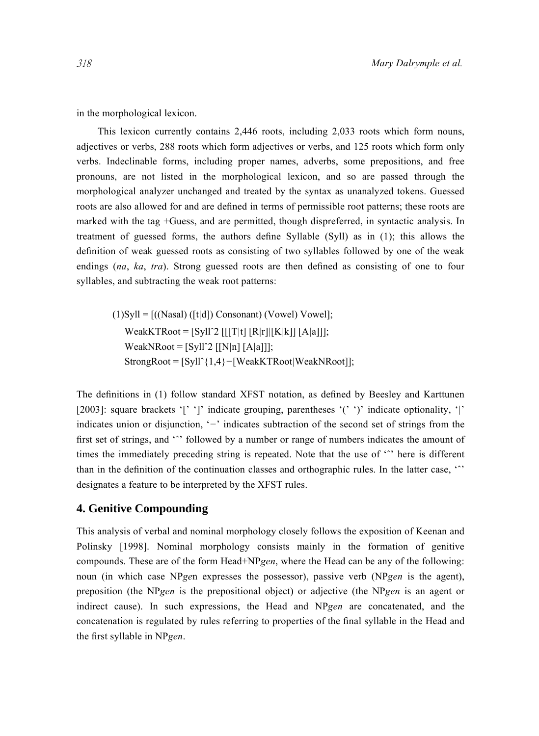in the morphological lexicon.

This lexicon currently contains 2,446 roots, including 2,033 roots which form nouns, adjectives or verbs, 288 roots which form adjectives or verbs, and 125 roots which form only verbs. Indeclinable forms, including proper names, adverbs, some prepositions, and free pronouns, are not listed in the morphological lexicon, and so are passed through the morphological analyzer unchanged and treated by the syntax as unanalyzed tokens. Guessed roots are also allowed for and are defined in terms of permissible root patterns; these roots are marked with the tag +Guess, and are permitted, though dispreferred, in syntactic analysis. In treatment of guessed forms, the authors define Syllable (Syll) as in (1); this allows the definition of weak guessed roots as consisting of two syllables followed by one of the weak endings (*na*, *ka*, *tra*). Strong guessed roots are then defined as consisting of one to four syllables, and subtracting the weak root patterns:

```
(1)Syll = [((Nasal) ([t|d]) Consonant) (Vowel) Vowel];
   WeakKTRoot = [Syll^2 [[[T|t] [R|r]|[K|k]] [A|a]]];
   WeakNRoot = [Syll^2 [[N|n] [A|a]]];
   StrongRoot = [Syll^{1,4}−[WeakKTRoot|WeakNRoot]];
```

The definitions in (1) follow standard XFST notation, as defined by Beesley and Karttunen [2003]: square brackets '[' ']' indicate grouping, parentheses '(' ')' indicate optionality, '|' indicates union or disjunction, '−' indicates subtraction of the second set of strings from the first set of strings, and '^' followed by a number or range of numbers indicates the amount of times the immediately preceding string is repeated. Note that the use of '^' here is different than in the definition of the continuation classes and orthographic rules. In the latter case, '^' designates a feature to be interpreted by the XFST rules.

## 4. Genitive Compounding

This analysis of verbal and nominal morphology closely follows the exposition of Keenan and Polinsky [1998]. Nominal morphology consists mainly in the formation of genitive compounds. These are of the form Head+NP*gen*, where the Head can be any of the following: noun (in which case NP*gen* expresses the possessor), passive verb (NP*gen* is the agent), preposition (the NP*gen* is the prepositional object) or adjective (the NP*gen* is an agent or indirect cause). In such expressions, the Head and NP*gen* are concatenated, and the concatenation is regulated by rules referring to properties of the final syllable in the Head and the first syllable in NP*gen*.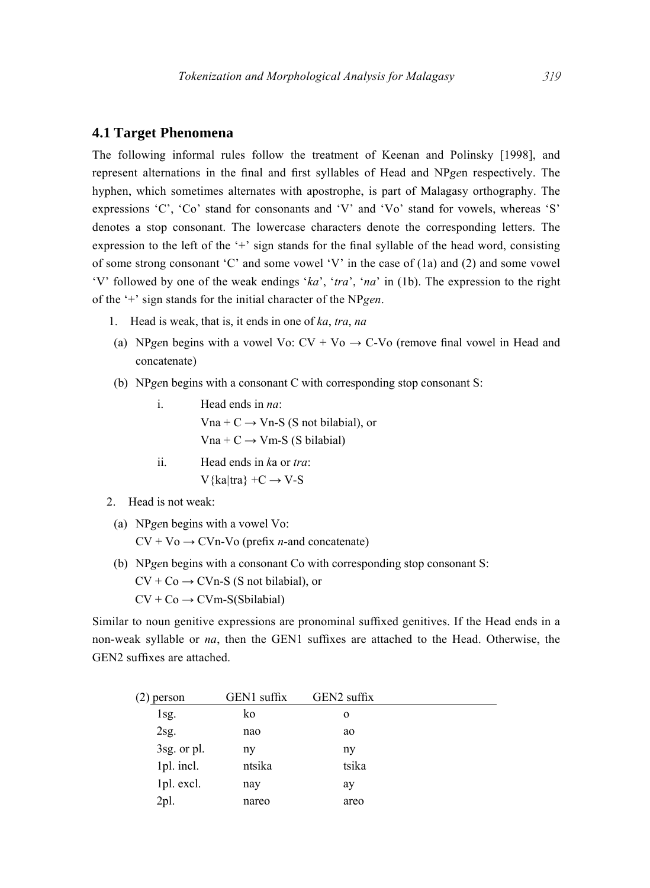## 4.1 Target Phenomena

The following informal rules follow the treatment of Keenan and Polinsky [1998], and represent alternations in the final and first syllables of Head and NP*ge*n respectively. The hyphen, which sometimes alternates with apostrophe, is part of Malagasy orthography. The expressions 'C', 'Co' stand for consonants and 'V' and 'Vo' stand for vowels, whereas 'S' denotes a stop consonant. The lowercase characters denote the corresponding letters. The expression to the left of the '+' sign stands for the final syllable of the head word, consisting of some strong consonant 'C' and some vowel 'V' in the case of (1a) and (2) and some vowel 'V' followed by one of the weak endings '*ka*', '*tra*', '*na*' in (1b). The expression to the right of the '+' sign stands for the initial character of the NP*gen*.

1. Head is weak, that is, it ends in one of *ka*, *tra*, *na*
   - (a) NP*ge*n begins with a vowel Vo: CV + Vo → C-Vo (remove final vowel in Head and concatenate)
   - (b) NP*ge*n begins with a consonant C with corresponding stop consonant S:
     - i. Head ends in *na*:
       Vna + C → Vn-S (S not bilabial), or
       Vna + C → Vm-S (S bilabial)
     - ii. Head ends in *k*a or *tra*:
       V{ka|tra} +C → V-S
2. Head is not weak:
   - (a) NP*ge*n begins with a vowel Vo:
     CV + Vo → CVn-Vo (prefix *n*-and concatenate)
   - (b) NP*ge*n begins with a consonant Co with corresponding stop consonant S:
     CV + Co → CVn-S (S not bilabial), or
     CV + Co → CVm-S(Sbilabial)

Similar to noun genitive expressions are pronominal suffixed genitives. If the Head ends in a non-weak syllable or *na*, then the GEN1 suffixes are attached to the Head. Otherwise, the GEN2 suffixes are attached.

| (2) person | GEN1 suffix | GEN2 suffix |
|---|---|---|
| 1sg. | ko | o |
| 2sg. | nao | ao |
| 3sg. or pl. | ny | ny |
| 1pl. incl. | ntsika | tsika |
| 1pl. excl. | nay | ay |
| 2pl. | nareo | areo |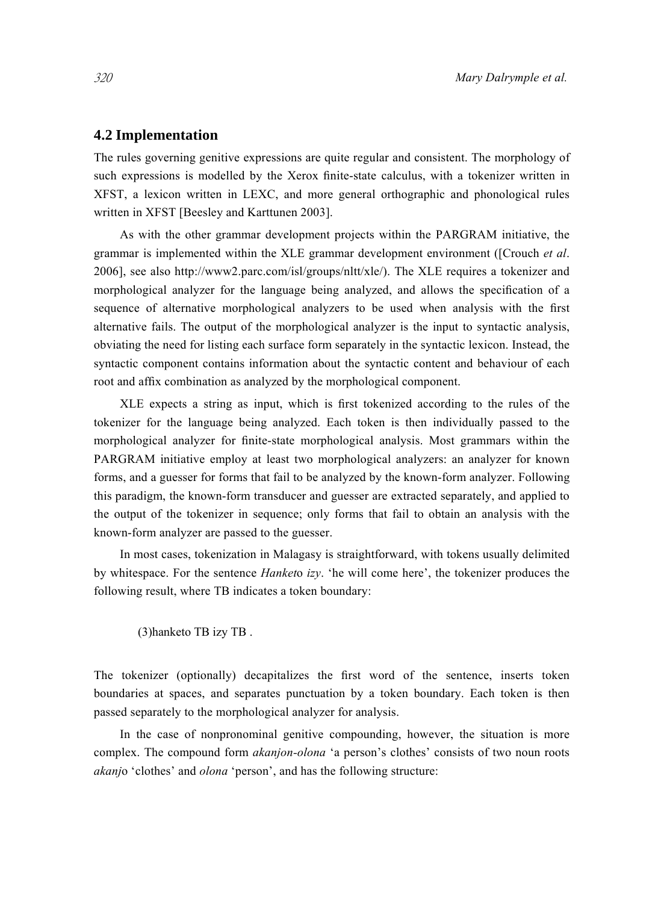## 4.2 Implementation

The rules governing genitive expressions are quite regular and consistent. The morphology of such expressions is modelled by the Xerox finite-state calculus, with a tokenizer written in XFST, a lexicon written in LEXC, and more general orthographic and phonological rules written in XFST [Beesley and Karttunen 2003].

As with the other grammar development projects within the PARGRAM initiative, the grammar is implemented within the XLE grammar development environment ([Crouch *et al*. 2006], see also http://www2.parc.com/isl/groups/nltt/xle/). The XLE requires a tokenizer and morphological analyzer for the language being analyzed, and allows the specification of a sequence of alternative morphological analyzers to be used when analysis with the first alternative fails. The output of the morphological analyzer is the input to syntactic analysis, obviating the need for listing each surface form separately in the syntactic lexicon. Instead, the syntactic component contains information about the syntactic content and behaviour of each root and affix combination as analyzed by the morphological component.

XLE expects a string as input, which is first tokenized according to the rules of the tokenizer for the language being analyzed. Each token is then individually passed to the morphological analyzer for finite-state morphological analysis. Most grammars within the PARGRAM initiative employ at least two morphological analyzers: an analyzer for known forms, and a guesser for forms that fail to be analyzed by the known-form analyzer. Following this paradigm, the known-form transducer and guesser are extracted separately, and applied to the output of the tokenizer in sequence; only forms that fail to obtain an analysis with the known-form analyzer are passed to the guesser.

In most cases, tokenization in Malagasy is straightforward, with tokens usually delimited by whitespace. For the sentence *Hanket*o *izy*. 'he will come here', the tokenizer produces the following result, where TB indicates a token boundary:

(3)hanketo TB izy TB .

The tokenizer (optionally) decapitalizes the first word of the sentence, inserts token boundaries at spaces, and separates punctuation by a token boundary. Each token is then passed separately to the morphological analyzer for analysis.

In the case of nonpronominal genitive compounding, however, the situation is more complex. The compound form *akanjon-olona* 'a person's clothes' consists of two noun roots *akanj*o 'clothes' and *olona* 'person', and has the following structure: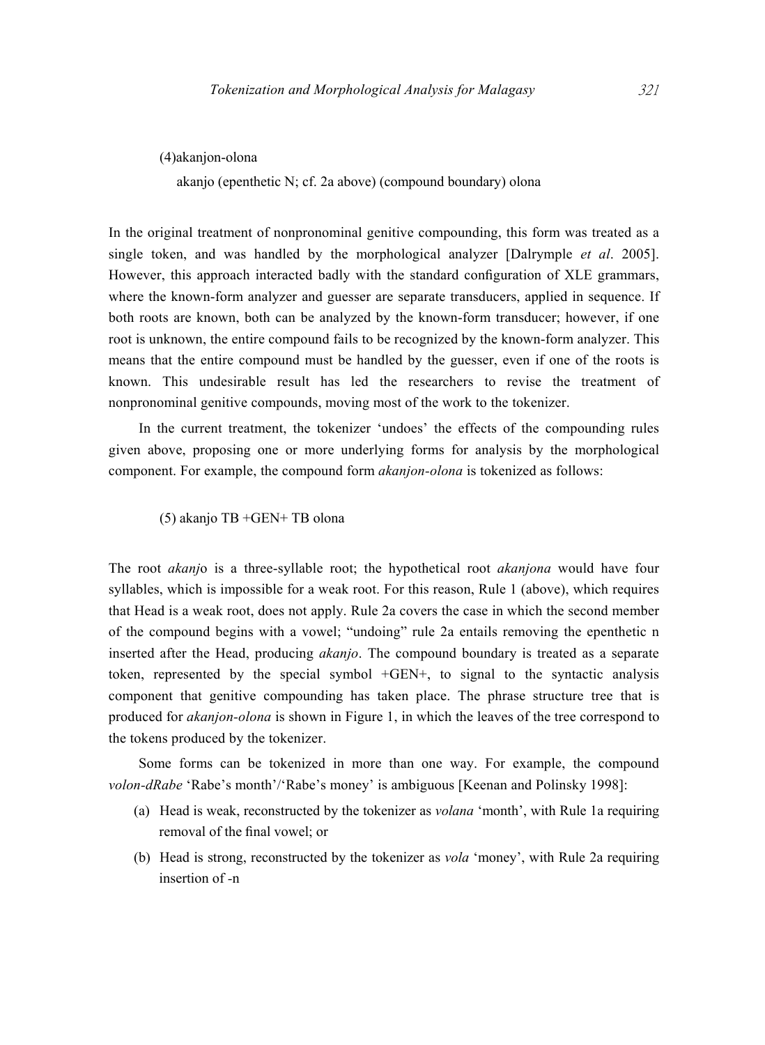(4)akanjon-olona

akanjo (epenthetic N; cf. 2a above) (compound boundary) olona

In the original treatment of nonpronominal genitive compounding, this form was treated as a single token, and was handled by the morphological analyzer [Dalrymple *et al*. 2005]. However, this approach interacted badly with the standard configuration of XLE grammars, where the known-form analyzer and guesser are separate transducers, applied in sequence. If both roots are known, both can be analyzed by the known-form transducer; however, if one root is unknown, the entire compound fails to be recognized by the known-form analyzer. This means that the entire compound must be handled by the guesser, even if one of the roots is known. This undesirable result has led the researchers to revise the treatment of nonpronominal genitive compounds, moving most of the work to the tokenizer.

In the current treatment, the tokenizer 'undoes' the effects of the compounding rules given above, proposing one or more underlying forms for analysis by the morphological component. For example, the compound form *akanjon-olona* is tokenized as follows:

(5) akanjo TB +GEN+ TB olona

The root *akanj*o is a three-syllable root; the hypothetical root *akanjona* would have four syllables, which is impossible for a weak root. For this reason, Rule 1 (above), which requires that Head is a weak root, does not apply. Rule 2a covers the case in which the second member of the compound begins with a vowel; "undoing" rule 2a entails removing the epenthetic n inserted after the Head, producing *akanjo*. The compound boundary is treated as a separate token, represented by the special symbol +GEN+, to signal to the syntactic analysis component that genitive compounding has taken place. The phrase structure tree that is produced for *akanjon-olona* is shown in Figure 1, in which the leaves of the tree correspond to the tokens produced by the tokenizer.

Some forms can be tokenized in more than one way. For example, the compound *volon-dRabe* 'Rabe's month'/'Rabe's money' is ambiguous [Keenan and Polinsky 1998]:

(a) Head is weak, reconstructed by the tokenizer as *volana* 'month', with Rule 1a requiring removal of the final vowel; or
(b) Head is strong, reconstructed by the tokenizer as *vola* 'money', with Rule 2a requiring insertion of -n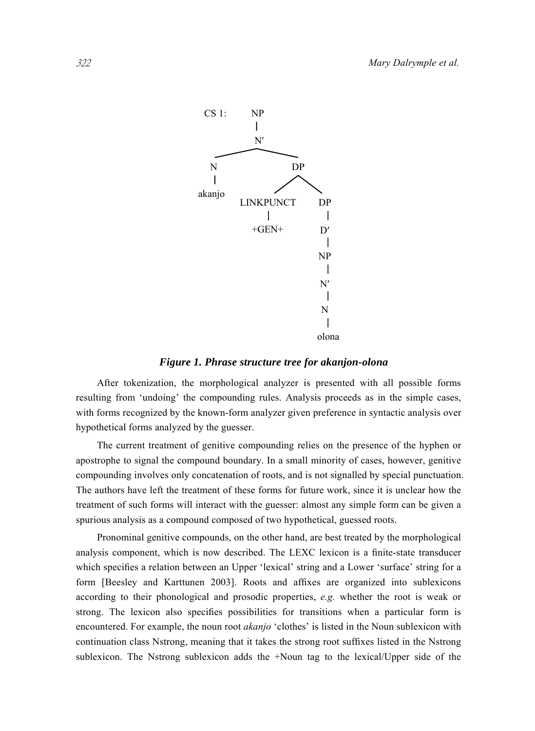```
CS 1:   NP
        |
        N′
     ___|_______
    |           |
    N           DP
    |        ___|_____
  akanjo    |         |
        LINKPUNCT     DP
            |         |
          +GEN+       D′
                      |
                      NP
                      |
                      N′
                      |
                      N
                      |
                    olona
```

***Figure 1. Phrase structure tree for akanjon-olona***

After tokenization, the morphological analyzer is presented with all possible forms resulting from 'undoing' the compounding rules. Analysis proceeds as in the simple cases, with forms recognized by the known-form analyzer given preference in syntactic analysis over hypothetical forms analyzed by the guesser.

The current treatment of genitive compounding relies on the presence of the hyphen or apostrophe to signal the compound boundary. In a small minority of cases, however, genitive compounding involves only concatenation of roots, and is not signalled by special punctuation. The authors have left the treatment of these forms for future work, since it is unclear how the treatment of such forms will interact with the guesser: almost any simple form can be given a spurious analysis as a compound composed of two hypothetical, guessed roots.

Pronominal genitive compounds, on the other hand, are best treated by the morphological analysis component, which is now described. The LEXC lexicon is a finite-state transducer which specifies a relation between an Upper 'lexical' string and a Lower 'surface' string for a form [Beesley and Karttunen 2003]. Roots and affixes are organized into sublexicons according to their phonological and prosodic properties, *e.g.* whether the root is weak or strong. The lexicon also specifies possibilities for transitions when a particular form is encountered. For example, the noun root *akanjo* 'clothes' is listed in the Noun sublexicon with continuation class Nstrong, meaning that it takes the strong root suffixes listed in the Nstrong sublexicon. The Nstrong sublexicon adds the +Noun tag to the lexical/Upper side of the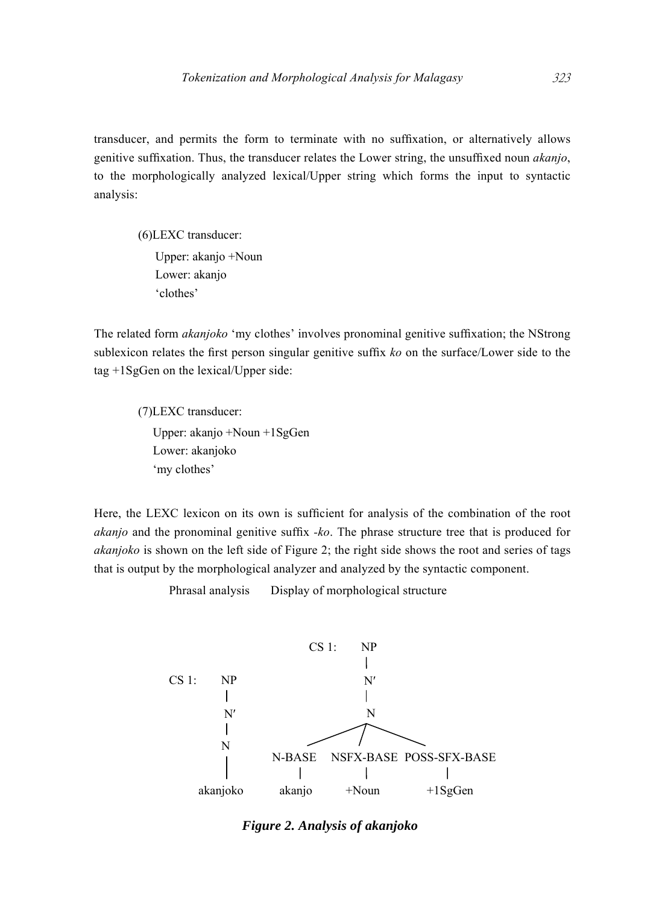transducer, and permits the form to terminate with no suffixation, or alternatively allows genitive suffixation. Thus, the transducer relates the Lower string, the unsuffixed noun *akanjo*, to the morphologically analyzed lexical/Upper string which forms the input to syntactic analysis:

(6)LEXC transducer:
  Upper: akanjo +Noun
  Lower: akanjo
  'clothes'

The related form *akanjoko* 'my clothes' involves pronominal genitive suffixation; the NStrong sublexicon relates the first person singular genitive suffix *ko* on the surface/Lower side to the tag +1SgGen on the lexical/Upper side:

(7)LEXC transducer:
  Upper: akanjo +Noun +1SgGen
  Lower: akanjoko
  'my clothes'

Here, the LEXC lexicon on its own is sufficient for analysis of the combination of the root *akanjo* and the pronominal genitive suffix *-ko*. The phrase structure tree that is produced for *akanjoko* is shown on the left side of Figure 2; the right side shows the root and series of tags that is output by the morphological analyzer and analyzed by the syntactic component.

```
Phrasal analysis       Display of morphological structure

                              CS 1:    NP
                                        |
CS 1:   NP                              N'
        |                               |
        N'                              N
        |                        /      |       \
        N                  N-BASE  NSFX-BASE  POSS-SFX-BASE
        |                    |         |             |
     akanjoko              akanjo    +Noun        +1SgGen
```

***Figure 2. Analysis of akanjoko***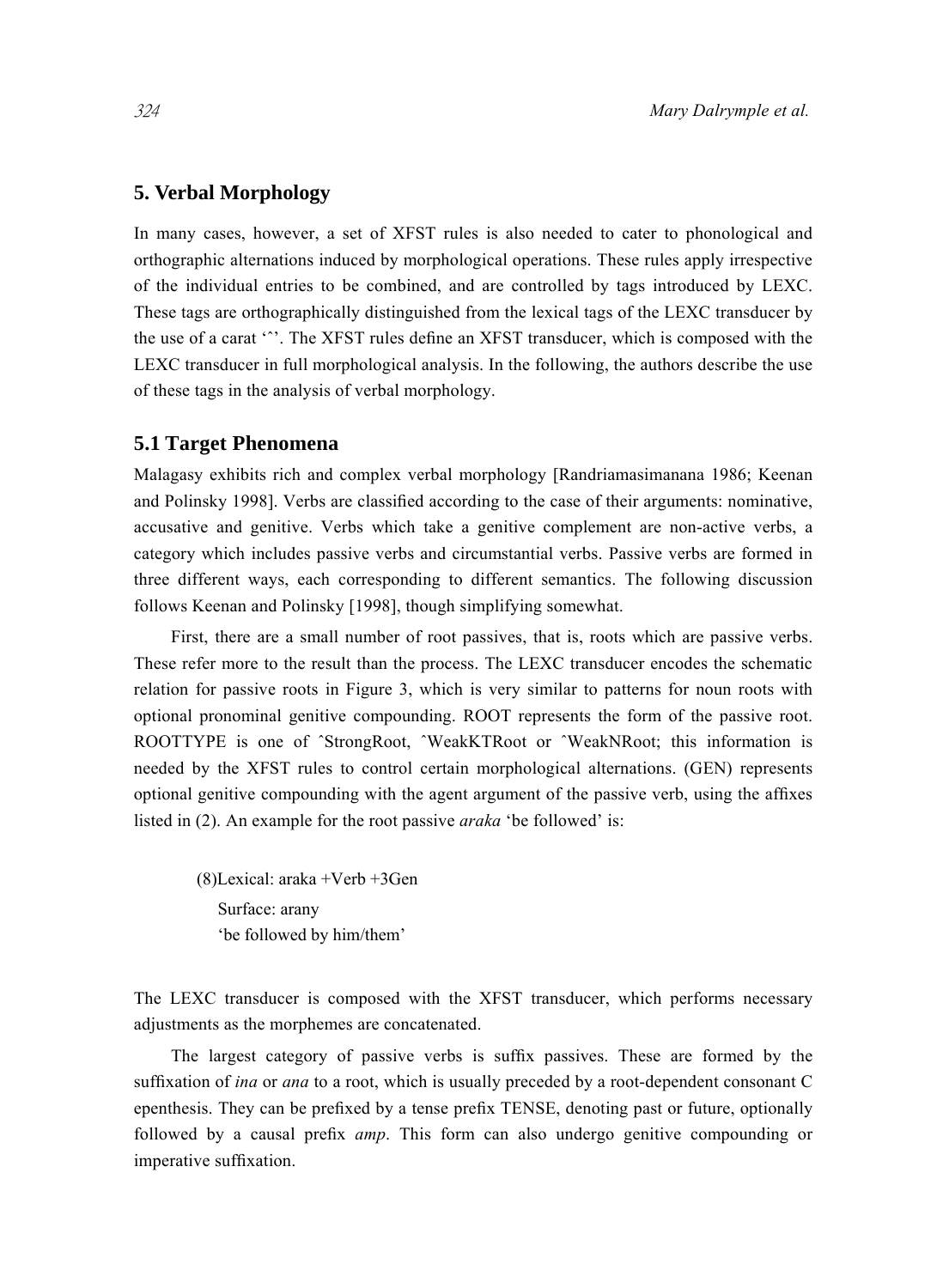## 5. Verbal Morphology

In many cases, however, a set of XFST rules is also needed to cater to phonological and orthographic alternations induced by morphological operations. These rules apply irrespective of the individual entries to be combined, and are controlled by tags introduced by LEXC. These tags are orthographically distinguished from the lexical tags of the LEXC transducer by the use of a carat '^'. The XFST rules define an XFST transducer, which is composed with the LEXC transducer in full morphological analysis. In the following, the authors describe the use of these tags in the analysis of verbal morphology.

### 5.1 Target Phenomena

Malagasy exhibits rich and complex verbal morphology [Randriamasimanana 1986; Keenan and Polinsky 1998]. Verbs are classified according to the case of their arguments: nominative, accusative and genitive. Verbs which take a genitive complement are non-active verbs, a category which includes passive verbs and circumstantial verbs. Passive verbs are formed in three different ways, each corresponding to different semantics. The following discussion follows Keenan and Polinsky [1998], though simplifying somewhat.

First, there are a small number of root passives, that is, roots which are passive verbs. These refer more to the result than the process. The LEXC transducer encodes the schematic relation for passive roots in Figure 3, which is very similar to patterns for noun roots with optional pronominal genitive compounding. ROOT represents the form of the passive root. ROOTTYPE is one of ^StrongRoot, ^WeakKTRoot or ^WeakNRoot; this information is needed by the XFST rules to control certain morphological alternations. (GEN) represents optional genitive compounding with the agent argument of the passive verb, using the affixes listed in (2). An example for the root passive *araka* 'be followed' is:

(8)Lexical: araka +Verb +3Gen
Surface: arany
'be followed by him/them'

The LEXC transducer is composed with the XFST transducer, which performs necessary adjustments as the morphemes are concatenated.

The largest category of passive verbs is suffix passives. These are formed by the suffixation of *ina* or *ana* to a root, which is usually preceded by a root-dependent consonant C epenthesis. They can be prefixed by a tense prefix TENSE, denoting past or future, optionally followed by a causal prefix *amp*. This form can also undergo genitive compounding or imperative suffixation.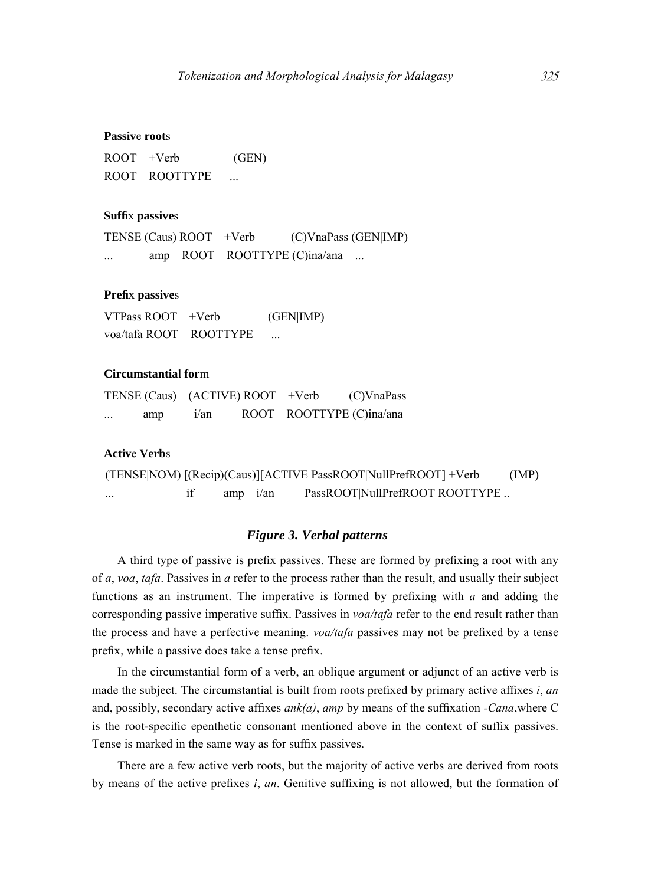**Passive roots**

| ROOT | +Verb | (GEN) |
| --- | --- | --- |
| ROOT | ROOTTYPE | ... |

**Suffix passives**

| TENSE | (Caus) | ROOT | +Verb | (C)VnaPass | (GEN\|IMP) |
| --- | --- | --- | --- | --- | --- |
| ... | amp | ROOT | ROOTTYPE | (C)ina/ana | ... |

**Prefix passives**

| VTPass | ROOT | +Verb | (GEN\|IMP) |
| --- | --- | --- | --- |
| voa/tafa | ROOT | ROOTTYPE | ... |

**Circumstantial form**

| TENSE | (Caus) | (ACTIVE) | ROOT | +Verb | (C)VnaPass |
| --- | --- | --- | --- | --- | --- |
| ... | amp | i/an | ROOT | ROOTTYPE | (C)ina/ana |

**Active Verbs**

| (TENSE\|NOM) | [(Recip) | (Caus)] | [ACTIVE | PassROOT\|NullPrefROOT] | +Verb | (IMP) |
| --- | --- | --- | --- | --- | --- | --- |
| ... | if | amp | i/an | PassROOT\|NullPrefROOT | ROOTTYPE | .. |

***Figure 3. Verbal patterns***

A third type of passive is prefix passives. These are formed by prefixing a root with any of *a*, *voa*, *tafa*. Passives in *a* refer to the process rather than the result, and usually their subject functions as an instrument. The imperative is formed by prefixing with *a* and adding the corresponding passive imperative suffix. Passives in *voa/tafa* refer to the end result rather than the process and have a perfective meaning. *voa/tafa* passives may not be prefixed by a tense prefix, while a passive does take a tense prefix.

In the circumstantial form of a verb, an oblique argument or adjunct of an active verb is made the subject. The circumstantial is built from roots prefixed by primary active affixes *i*, *an* and, possibly, secondary active affixes *ank(a)*, *amp* by means of the suffixation *-Cana*,where C is the root-specific epenthetic consonant mentioned above in the context of suffix passives. Tense is marked in the same way as for suffix passives.

There are a few active verb roots, but the majority of active verbs are derived from roots by means of the active prefixes *i*, *an*. Genitive suffixing is not allowed, but the formation of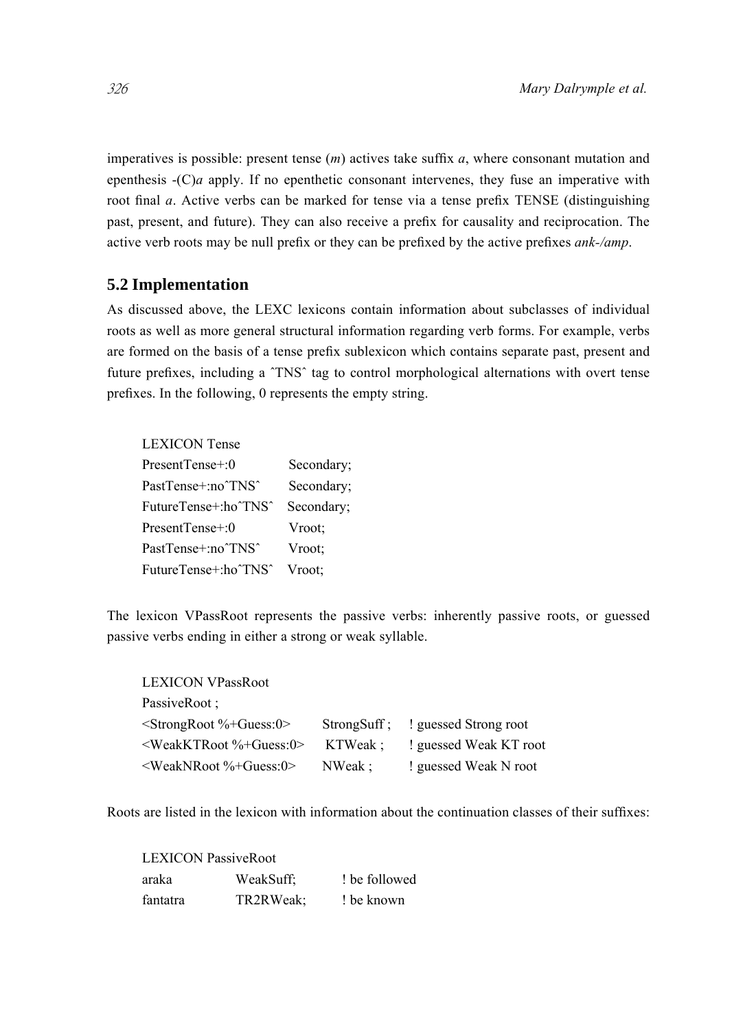imperatives is possible: present tense (*m*) actives take suffix *a*, where consonant mutation and epenthesis -(C)*a* apply. If no epenthetic consonant intervenes, they fuse an imperative with root final *a*. Active verbs can be marked for tense via a tense prefix TENSE (distinguishing past, present, and future). They can also receive a prefix for causality and reciprocation. The active verb roots may be null prefix or they can be prefixed by the active prefixes *ank-/amp*.

## 5.2 Implementation

As discussed above, the LEXC lexicons contain information about subclasses of individual roots as well as more general structural information regarding verb forms. For example, verbs are formed on the basis of a tense prefix sublexicon which contains separate past, present and future prefixes, including a ˆTNSˆ tag to control morphological alternations with overt tense prefixes. In the following, 0 represents the empty string.

```
LEXICON Tense
PresentTense+:0          Secondary;
PastTense+:noˆTNSˆ       Secondary;
FutureTense+:hoˆTNSˆ     Secondary;
PresentTense+:0          Vroot;
PastTense+:noˆTNSˆ       Vroot;
FutureTense+:hoˆTNSˆ     Vroot;
```

The lexicon VPassRoot represents the passive verbs: inherently passive roots, or guessed passive verbs ending in either a strong or weak syllable.

```
LEXICON VPassRoot
PassiveRoot ;
<StrongRoot %+Guess:0>     StrongSuff ;   ! guessed Strong root
<WeakKTRoot %+Guess:0>     KTWeak ;       ! guessed Weak KT root
<WeakNRoot %+Guess:0>      NWeak ;        ! guessed Weak N root
```

Roots are listed in the lexicon with information about the continuation classes of their suffixes:

```
LEXICON PassiveRoot
araka        WeakSuff;       ! be followed
fantatra     TR2RWeak;       ! be known
```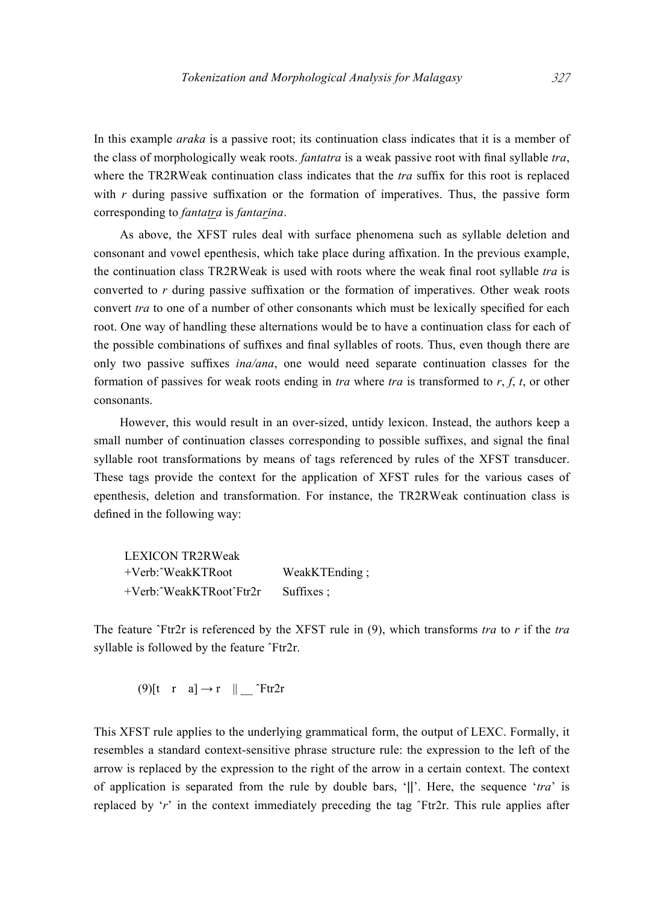In this example *araka* is a passive root; its continuation class indicates that it is a member of the class of morphologically weak roots. *fantatra* is a weak passive root with final syllable *tra*, where the TR2RWeak continuation class indicates that the *tra* suffix for this root is replaced with *r* during passive suffixation or the formation of imperatives. Thus, the passive form corresponding to *fanta<u>tr</u>a* is *fanta<u>r</u>ina*.

As above, the XFST rules deal with surface phenomena such as syllable deletion and consonant and vowel epenthesis, which take place during affixation. In the previous example, the continuation class TR2RWeak is used with roots where the weak final root syllable *tra* is converted to *r* during passive suffixation or the formation of imperatives. Other weak roots convert *tra* to one of a number of other consonants which must be lexically specified for each root. One way of handling these alternations would be to have a continuation class for each of the possible combinations of suffixes and final syllables of roots. Thus, even though there are only two passive suffixes *ina/ana*, one would need separate continuation classes for the formation of passives for weak roots ending in *tra* where *tra* is transformed to *r*, *f*, *t*, or other consonants.

However, this would result in an over-sized, untidy lexicon. Instead, the authors keep a small number of continuation classes corresponding to possible suffixes, and signal the final syllable root transformations by means of tags referenced by rules of the XFST transducer. These tags provide the context for the application of XFST rules for the various cases of epenthesis, deletion and transformation. For instance, the TR2RWeak continuation class is defined in the following way:

```
LEXICON TR2RWeak
+Verb:^WeakKTRoot          WeakKTEnding ;
+Verb:^WeakKTRoot^Ftr2r    Suffixes ;
```

The feature ^Ftr2r is referenced by the XFST rule in (9), which transforms *tra* to *r* if the *tra* syllable is followed by the feature ^Ftr2r.

(9)[t r a] → r || __ ^Ftr2r

This XFST rule applies to the underlying grammatical form, the output of LEXC. Formally, it resembles a standard context-sensitive phrase structure rule: the expression to the left of the arrow is replaced by the expression to the right of the arrow in a certain context. The context of application is separated from the rule by double bars, '||'. Here, the sequence '*tra*' is replaced by '*r*' in the context immediately preceding the tag ^Ftr2r. This rule applies after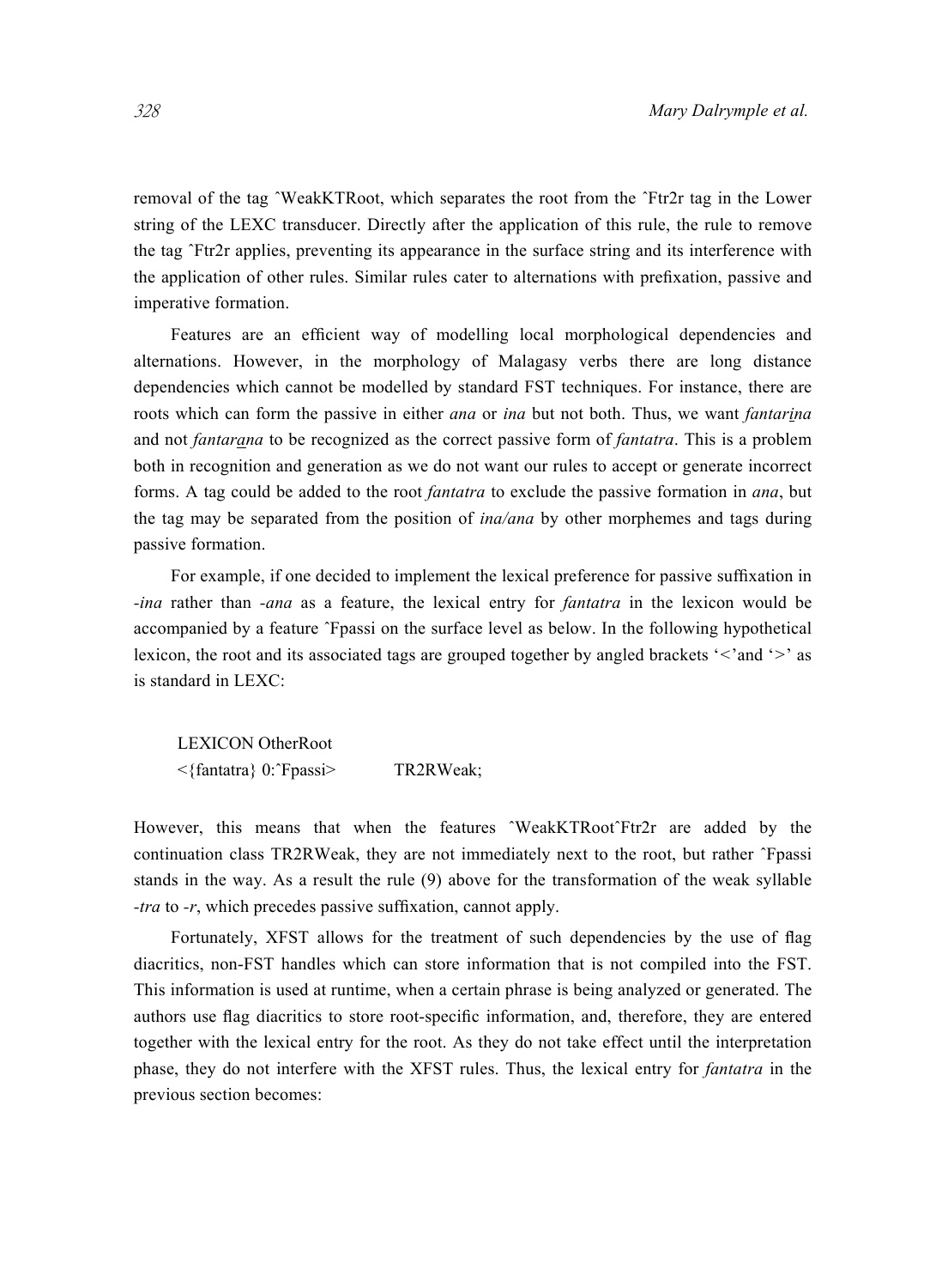removal of the tag ˆWeakKTRoot, which separates the root from the ˆFtr2r tag in the Lower string of the LEXC transducer. Directly after the application of this rule, the rule to remove the tag ˆFtr2r applies, preventing its appearance in the surface string and its interference with the application of other rules. Similar rules cater to alternations with prefixation, passive and imperative formation.

Features are an efficient way of modelling local morphological dependencies and alternations. However, in the morphology of Malagasy verbs there are long distance dependencies which cannot be modelled by standard FST techniques. For instance, there are roots which can form the passive in either *ana* or *ina* but not both. Thus, we want *fantarina* and not *fantarana* to be recognized as the correct passive form of *fantatra*. This is a problem both in recognition and generation as we do not want our rules to accept or generate incorrect forms. A tag could be added to the root *fantatra* to exclude the passive formation in *ana*, but the tag may be separated from the position of *ina/ana* by other morphemes and tags during passive formation.

For example, if one decided to implement the lexical preference for passive suffixation in *-ina* rather than *-ana* as a feature, the lexical entry for *fantatra* in the lexicon would be accompanied by a feature ˆFpassi on the surface level as below. In the following hypothetical lexicon, the root and its associated tags are grouped together by angled brackets '<'and '>' as is standard in LEXC:

```
LEXICON OtherRoot
<{fantatra} 0:ˆFpassi>          TR2RWeak;
```

However, this means that when the features ˆWeakKTRootˆFtr2r are added by the continuation class TR2RWeak, they are not immediately next to the root, but rather ˆFpassi stands in the way. As a result the rule (9) above for the transformation of the weak syllable *-tra* to *-r*, which precedes passive suffixation, cannot apply.

Fortunately, XFST allows for the treatment of such dependencies by the use of flag diacritics, non-FST handles which can store information that is not compiled into the FST. This information is used at runtime, when a certain phrase is being analyzed or generated. The authors use flag diacritics to store root-specific information, and, therefore, they are entered together with the lexical entry for the root. As they do not take effect until the interpretation phase, they do not interfere with the XFST rules. Thus, the lexical entry for *fantatra* in the previous section becomes: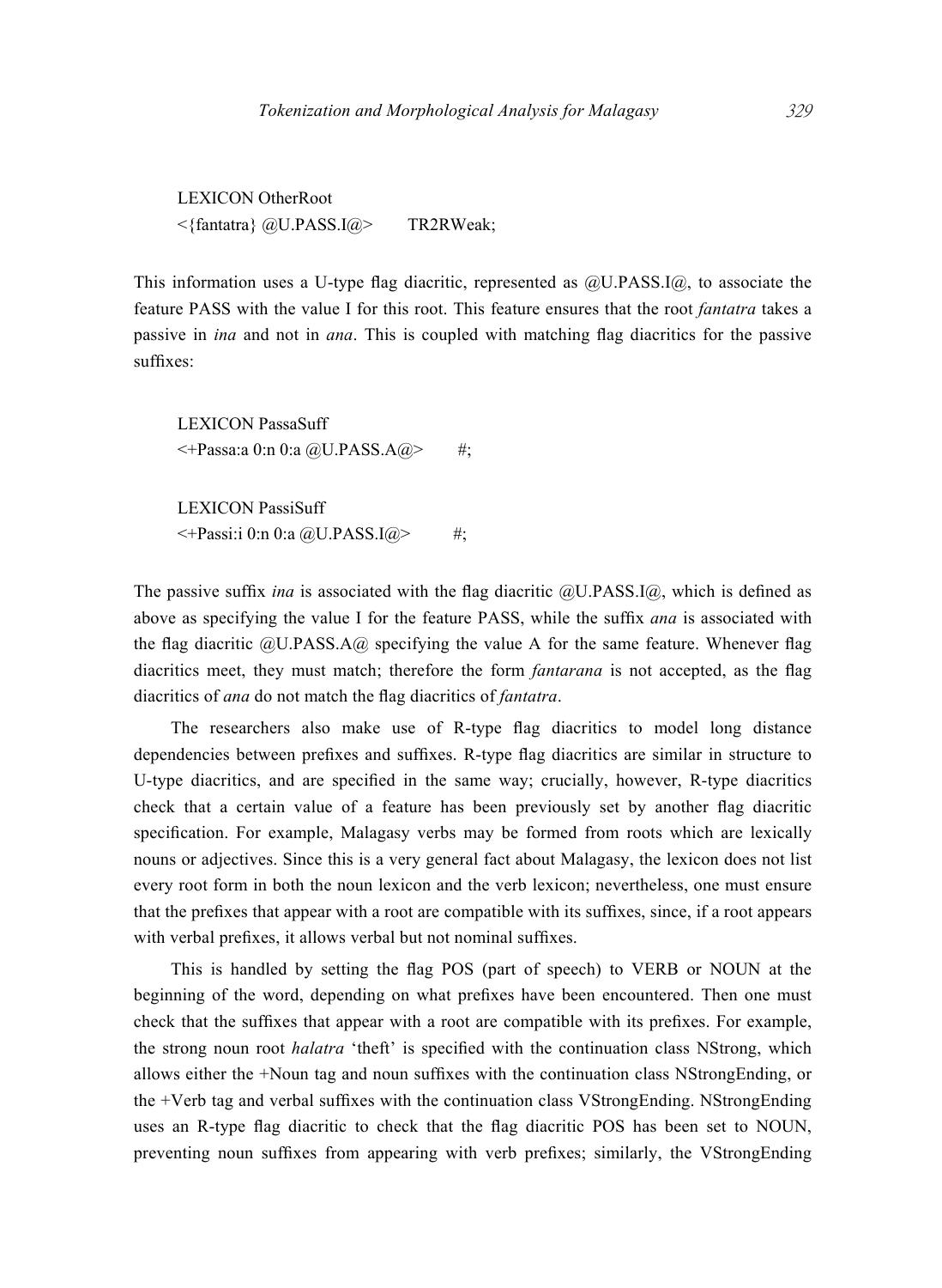```
LEXICON OtherRoot
<{fantatra} @U.PASS.I@>        TR2RWeak;
```

This information uses a U-type flag diacritic, represented as @U.PASS.I@, to associate the feature PASS with the value I for this root. This feature ensures that the root *fantatra* takes a passive in *ina* and not in *ana*. This is coupled with matching flag diacritics for the passive suffixes:

```
LEXICON PassaSuff
<+Passa:a 0:n 0:a @U.PASS.A@>        #;

LEXICON PassiSuff
<+Passi:i 0:n 0:a @U.PASS.I@>        #;
```

The passive suffix *ina* is associated with the flag diacritic @U.PASS.I@, which is defined as above as specifying the value I for the feature PASS, while the suffix *ana* is associated with the flag diacritic @U.PASS.A@ specifying the value A for the same feature. Whenever flag diacritics meet, they must match; therefore the form *fantarana* is not accepted, as the flag diacritics of *ana* do not match the flag diacritics of *fantatra*.

The researchers also make use of R-type flag diacritics to model long distance dependencies between prefixes and suffixes. R-type flag diacritics are similar in structure to U-type diacritics, and are specified in the same way; crucially, however, R-type diacritics check that a certain value of a feature has been previously set by another flag diacritic specification. For example, Malagasy verbs may be formed from roots which are lexically nouns or adjectives. Since this is a very general fact about Malagasy, the lexicon does not list every root form in both the noun lexicon and the verb lexicon; nevertheless, one must ensure that the prefixes that appear with a root are compatible with its suffixes, since, if a root appears with verbal prefixes, it allows verbal but not nominal suffixes.

This is handled by setting the flag POS (part of speech) to VERB or NOUN at the beginning of the word, depending on what prefixes have been encountered. Then one must check that the suffixes that appear with a root are compatible with its prefixes. For example, the strong noun root *halatra* 'theft' is specified with the continuation class NStrong, which allows either the +Noun tag and noun suffixes with the continuation class NStrongEnding, or the +Verb tag and verbal suffixes with the continuation class VStrongEnding. NStrongEnding uses an R-type flag diacritic to check that the flag diacritic POS has been set to NOUN, preventing noun suffixes from appearing with verb prefixes; similarly, the VStrongEnding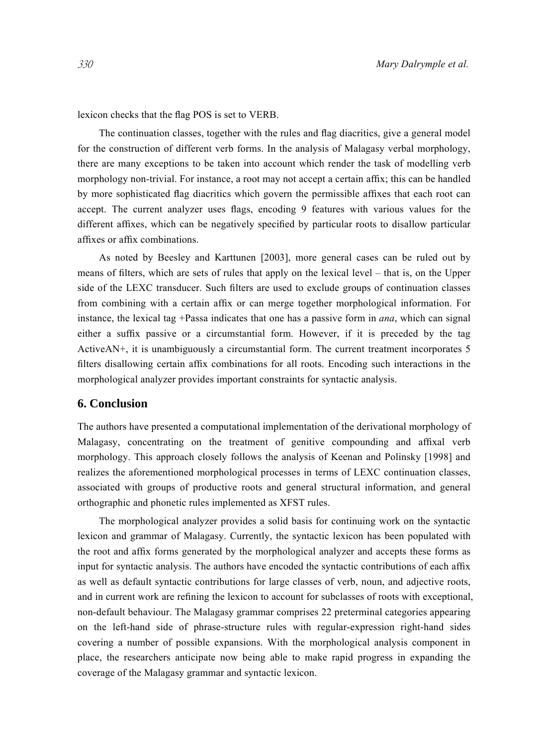lexicon checks that the flag POS is set to VERB.

The continuation classes, together with the rules and flag diacritics, give a general model for the construction of different verb forms. In the analysis of Malagasy verbal morphology, there are many exceptions to be taken into account which render the task of modelling verb morphology non-trivial. For instance, a root may not accept a certain affix; this can be handled by more sophisticated flag diacritics which govern the permissible affixes that each root can accept. The current analyzer uses flags, encoding 9 features with various values for the different affixes, which can be negatively specified by particular roots to disallow particular affixes or affix combinations.

As noted by Beesley and Karttunen [2003], more general cases can be ruled out by means of filters, which are sets of rules that apply on the lexical level – that is, on the Upper side of the LEXC transducer. Such filters are used to exclude groups of continuation classes from combining with a certain affix or can merge together morphological information. For instance, the lexical tag +Passa indicates that one has a passive form in *ana*, which can signal either a suffix passive or a circumstantial form. However, if it is preceded by the tag ActiveAN+, it is unambiguously a circumstantial form. The current treatment incorporates 5 filters disallowing certain affix combinations for all roots. Encoding such interactions in the morphological analyzer provides important constraints for syntactic analysis.

## 6. Conclusion

The authors have presented a computational implementation of the derivational morphology of Malagasy, concentrating on the treatment of genitive compounding and affixal verb morphology. This approach closely follows the analysis of Keenan and Polinsky [1998] and realizes the aforementioned morphological processes in terms of LEXC continuation classes, associated with groups of productive roots and general structural information, and general orthographic and phonetic rules implemented as XFST rules.

The morphological analyzer provides a solid basis for continuing work on the syntactic lexicon and grammar of Malagasy. Currently, the syntactic lexicon has been populated with the root and affix forms generated by the morphological analyzer and accepts these forms as input for syntactic analysis. The authors have encoded the syntactic contributions of each affix as well as default syntactic contributions for large classes of verb, noun, and adjective roots, and in current work are refining the lexicon to account for subclasses of roots with exceptional, non-default behaviour. The Malagasy grammar comprises 22 preterminal categories appearing on the left-hand side of phrase-structure rules with regular-expression right-hand sides covering a number of possible expansions. With the morphological analysis component in place, the researchers anticipate now being able to make rapid progress in expanding the coverage of the Malagasy grammar and syntactic lexicon.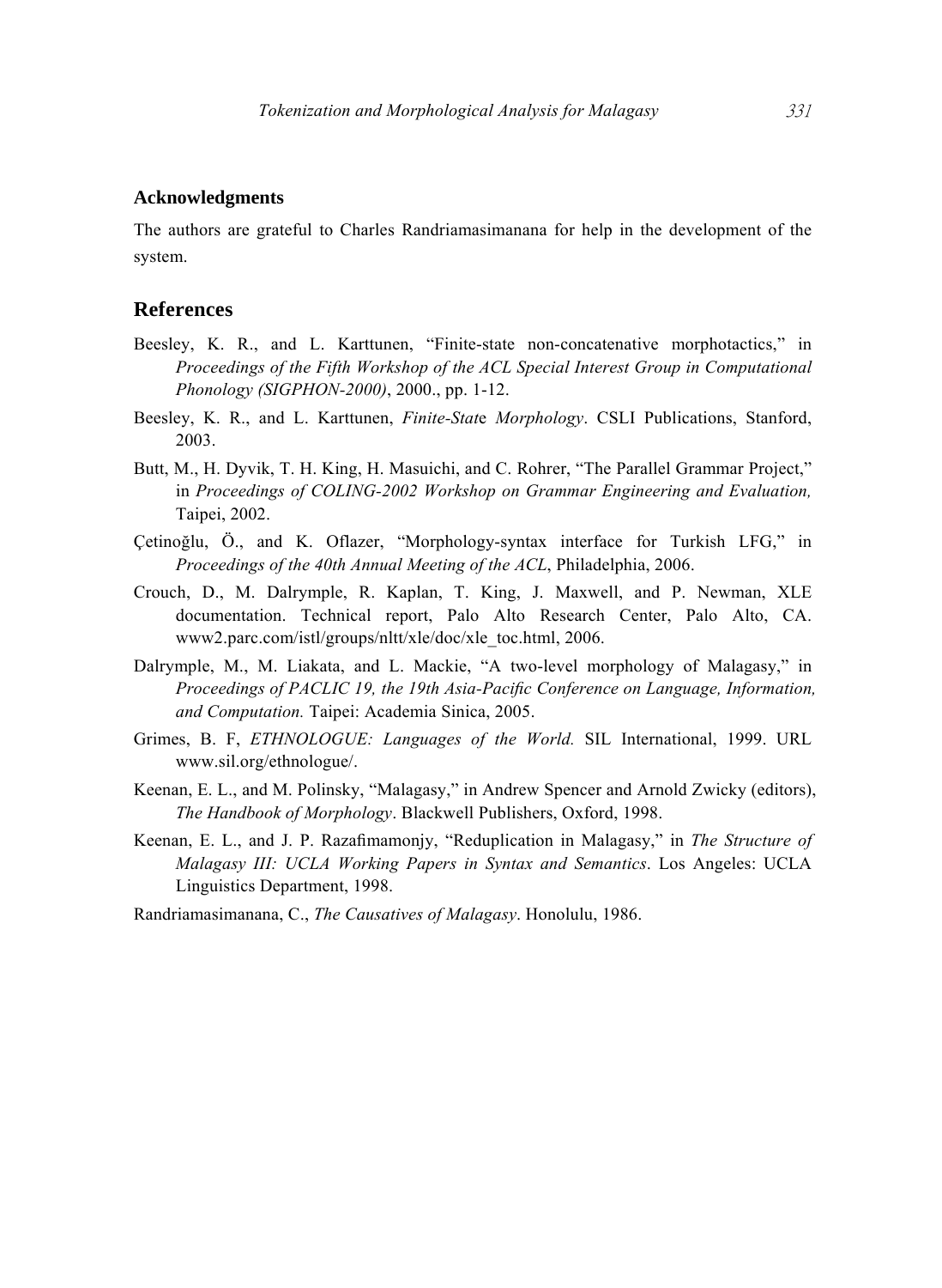## Acknowledgments

The authors are grateful to Charles Randriamasimanana for help in the development of the system.

## References

Beesley, K. R., and L. Karttunen, "Finite-state non-concatenative morphotactics," in *Proceedings of the Fifth Workshop of the ACL Special Interest Group in Computational Phonology (SIGPHON-2000)*, 2000., pp. 1-12.

Beesley, K. R., and L. Karttunen, *Finite-State Morphology*. CSLI Publications, Stanford, 2003.

Butt, M., H. Dyvik, T. H. King, H. Masuichi, and C. Rohrer, "The Parallel Grammar Project," in *Proceedings of COLING-2002 Workshop on Grammar Engineering and Evaluation,* Taipei, 2002.

Çetinoğlu, Ö., and K. Oflazer, "Morphology-syntax interface for Turkish LFG," in *Proceedings of the 40th Annual Meeting of the ACL*, Philadelphia, 2006.

Crouch, D., M. Dalrymple, R. Kaplan, T. King, J. Maxwell, and P. Newman, XLE documentation. Technical report, Palo Alto Research Center, Palo Alto, CA. www2.parc.com/istl/groups/nltt/xle/doc/xle_toc.html, 2006.

Dalrymple, M., M. Liakata, and L. Mackie, "A two-level morphology of Malagasy," in *Proceedings of PACLIC 19, the 19th Asia-Pacific Conference on Language, Information, and Computation.* Taipei: Academia Sinica, 2005.

Grimes, B. F, *ETHNOLOGUE: Languages of the World.* SIL International, 1999. URL www.sil.org/ethnologue/.

Keenan, E. L., and M. Polinsky, "Malagasy," in Andrew Spencer and Arnold Zwicky (editors), *The Handbook of Morphology*. Blackwell Publishers, Oxford, 1998.

Keenan, E. L., and J. P. Razafimamonjy, "Reduplication in Malagasy," in *The Structure of Malagasy III: UCLA Working Papers in Syntax and Semantics*. Los Angeles: UCLA Linguistics Department, 1998.

Randriamasimanana, C., *The Causatives of Malagasy*. Honolulu, 1986.